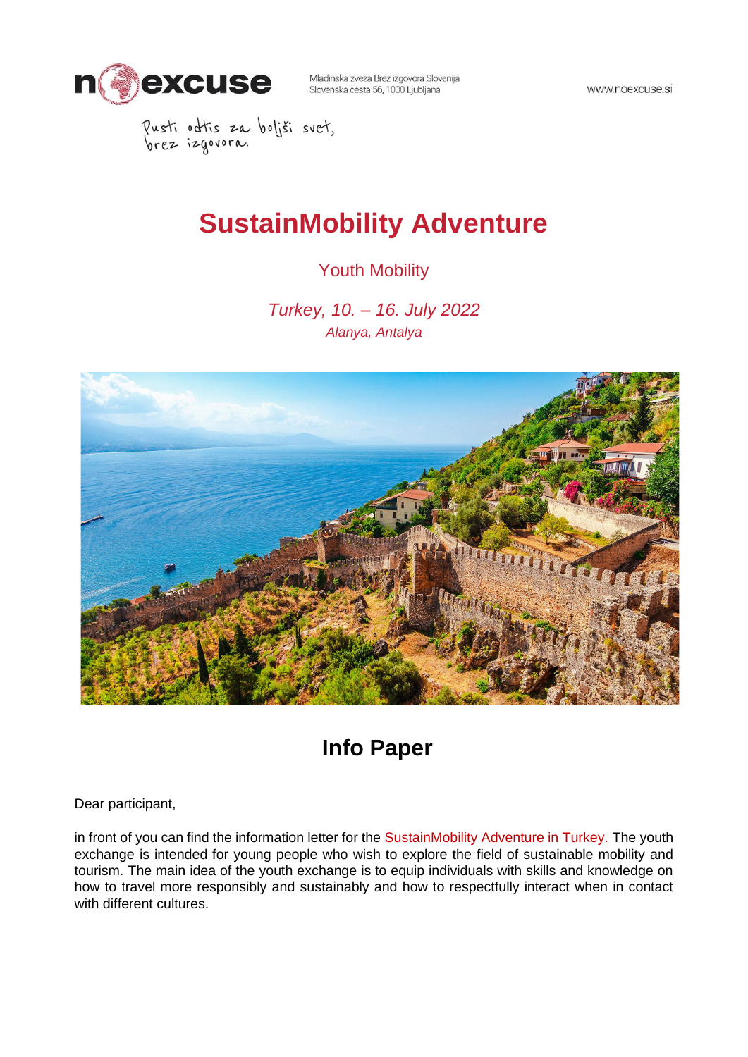Mladinska zveza Brez izgovora Slovenija
Slovenska cesta 56, 1000 Ljubljana

www.noexcuse.si

Pusti odtis za boljši svet, brez izgovora.

# SustainMobility Adventure

Youth Mobility

*Turkey, 10. – 16. July 2022*
*Alanya, Antalya*

## Info Paper

Dear participant,

in front of you can find the information letter for the SustainMobility Adventure in Turkey. The youth exchange is intended for young people who wish to explore the field of sustainable mobility and tourism. The main idea of the youth exchange is to equip individuals with skills and knowledge on how to travel more responsibly and sustainably and how to respectfully interact when in contact with different cultures.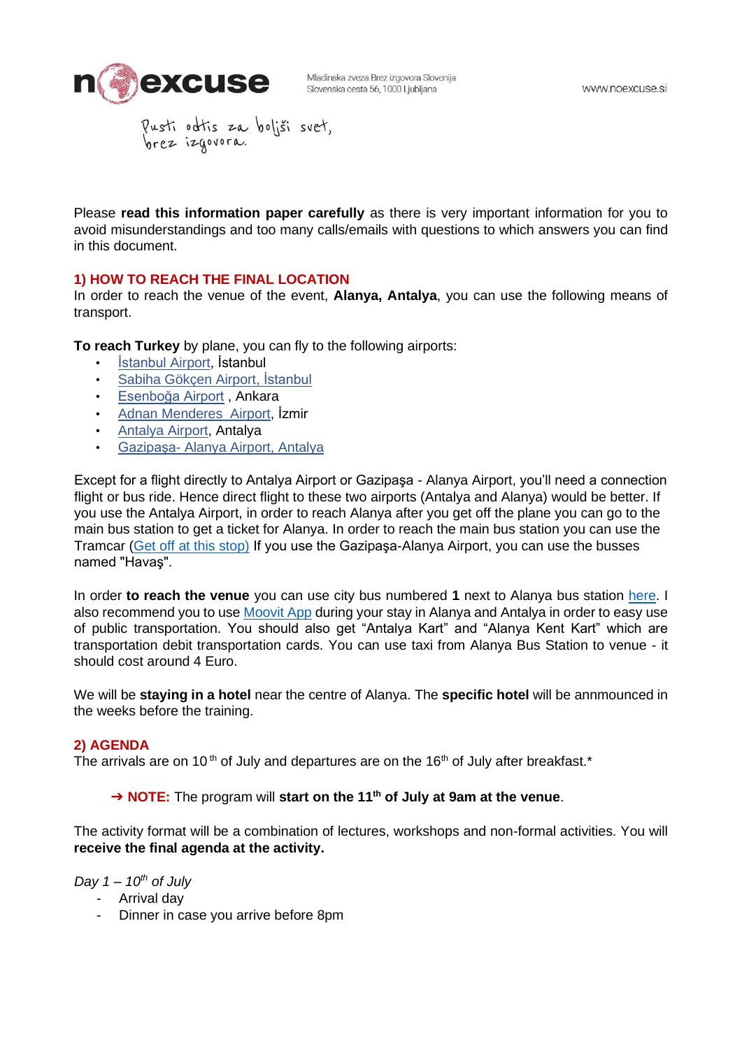Please **read this information paper carefully** as there is very important information for you to avoid misunderstandings and too many calls/emails with questions to which answers you can find in this document.

## 1) HOW TO REACH THE FINAL LOCATION

In order to reach the venue of the event, **Alanya, Antalya**, you can use the following means of transport.

**To reach Turkey** by plane, you can fly to the following airports:

- İstanbul Airport, İstanbul
- Sabiha Gökçen Airport, İstanbul
- Esenboğa Airport , Ankara
- Adnan Menderes  Airport, İzmir
- Antalya Airport, Antalya
- Gazipaşa- Alanya Airport, Antalya

Except for a flight directly to Antalya Airport or Gazipaşa - Alanya Airport, you'll need a connection flight or bus ride. Hence direct flight to these two airports (Antalya and Alanya) would be better. If you use the Antalya Airport, in order to reach Alanya after you get off the plane you can go to the main bus station to get a ticket for Alanya. In order to reach the main bus station you can use the Tramcar (Get off at this stop) If you use the Gazipaşa-Alanya Airport, you can use the busses named "Havaş".

In order **to reach the venue** you can use city bus numbered **1** next to Alanya bus station here. I also recommend you to use Moovit App during your stay in Alanya and Antalya in order to easy use of public transportation. You should also get "Antalya Kart" and "Alanya Kent Kart" which are transportation debit transportation cards. You can use taxi from Alanya Bus Station to venue - it should cost around 4 Euro.

We will be **staying in a hotel** near the centre of Alanya. The **specific hotel** will be anmnounced in the weeks before the training.

## 2) AGENDA

The arrivals are on 10[th] of July and departures are on the 16[th] of July after breakfast.*

> ➔ **NOTE:** The program will **start on the 11[th] of July at 9am at the venue**.

The activity format will be a combination of lectures, workshops and non-formal activities. You will **receive the final agenda at the activity.**

*Day 1 – 10[th] of July*

- Arrival day
- Dinner in case you arrive before 8pm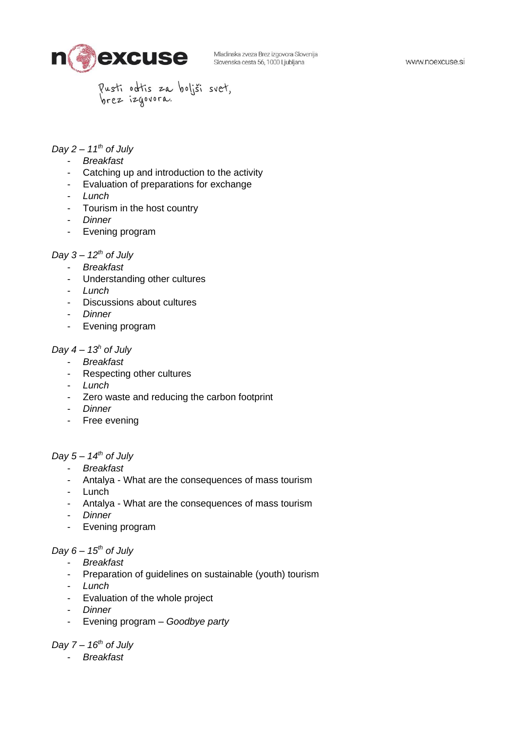*Day 2 – 11[th] of July*

- *Breakfast*
- Catching up and introduction to the activity
- Evaluation of preparations for exchange
- *Lunch*
- Tourism in the host country
- *Dinner*
- Evening program

*Day 3 – 12[th] of July*

- *Breakfast*
- Understanding other cultures
- *Lunch*
- Discussions about cultures
- *Dinner*
- Evening program

*Day 4 – 13[h] of July*

- *Breakfast*
- Respecting other cultures
- *Lunch*
- Zero waste and reducing the carbon footprint
- *Dinner*
- Free evening

*Day 5 – 14[th] of July*

- *Breakfast*
- Antalya - What are the consequences of mass tourism
- Lunch
- Antalya - What are the consequences of mass tourism
- *Dinner*
- Evening program

*Day 6 – 15[th] of July*

- *Breakfast*
- Preparation of guidelines on sustainable (youth) tourism
- *Lunch*
- Evaluation of the whole project
- *Dinner*
- Evening program – *Goodbye party*

*Day 7 – 16[th] of July*

- *Breakfast*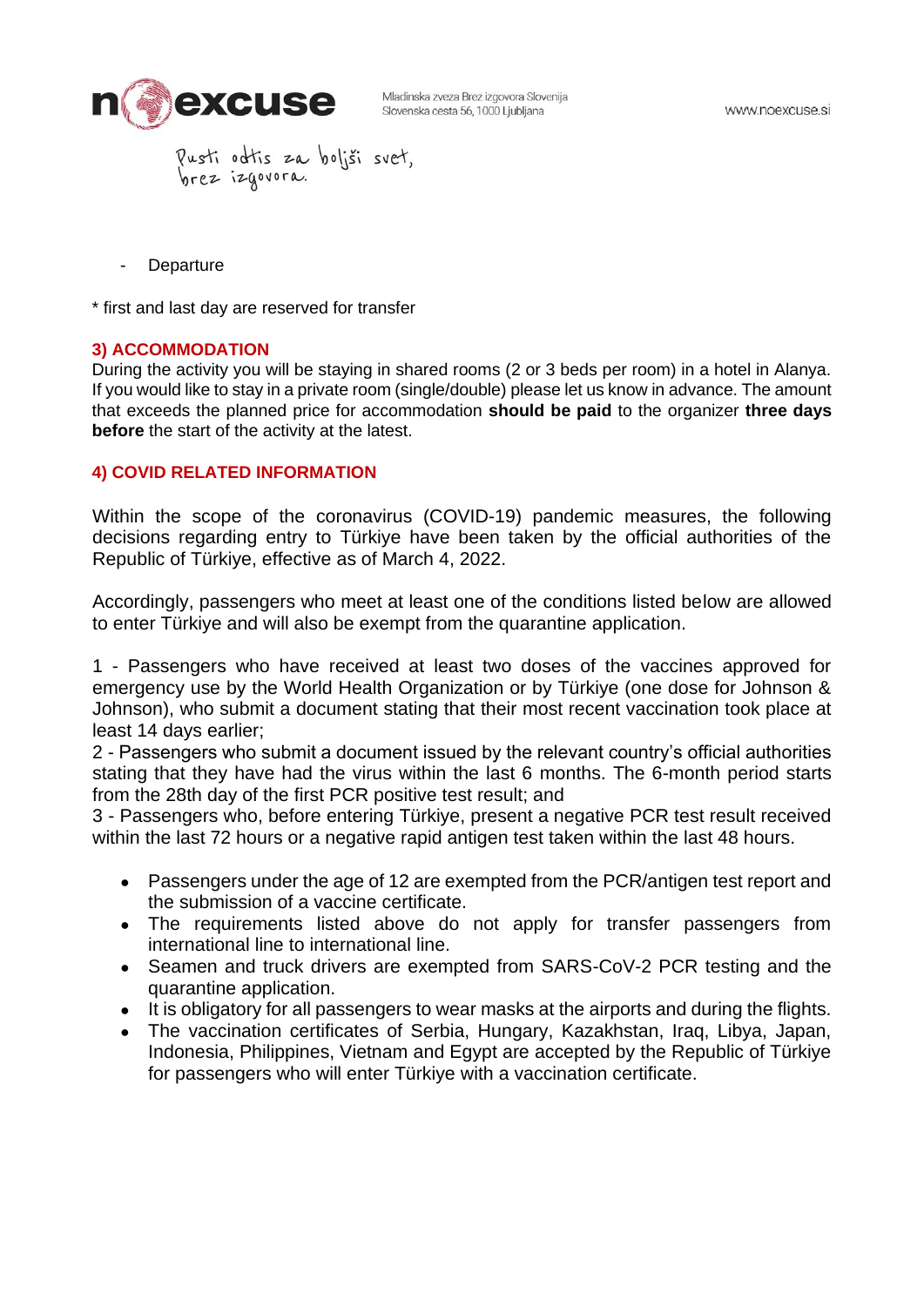- Departure

* first and last day are reserved for transfer

### 3) ACCOMMODATION

During the activity you will be staying in shared rooms (2 or 3 beds per room) in a hotel in Alanya. If you would like to stay in a private room (single/double) please let us know in advance. The amount that exceeds the planned price for accommodation **should be paid** to the organizer **three days before** the start of the activity at the latest.

### 4) COVID RELATED INFORMATION

Within the scope of the coronavirus (COVID-19) pandemic measures, the following decisions regarding entry to Türkiye have been taken by the official authorities of the Republic of Türkiye, effective as of March 4, 2022.

Accordingly, passengers who meet at least one of the conditions listed below are allowed to enter Türkiye and will also be exempt from the quarantine application.

1 - Passengers who have received at least two doses of the vaccines approved for emergency use by the World Health Organization or by Türkiye (one dose for Johnson & Johnson), who submit a document stating that their most recent vaccination took place at least 14 days earlier;
2 - Passengers who submit a document issued by the relevant country's official authorities stating that they have had the virus within the last 6 months. The 6-month period starts from the 28th day of the first PCR positive test result; and
3 - Passengers who, before entering Türkiye, present a negative PCR test result received within the last 72 hours or a negative rapid antigen test taken within the last 48 hours.

- Passengers under the age of 12 are exempted from the PCR/antigen test report and the submission of a vaccine certificate.
- The requirements listed above do not apply for transfer passengers from international line to international line.
- Seamen and truck drivers are exempted from SARS-CoV-2 PCR testing and the quarantine application.
- It is obligatory for all passengers to wear masks at the airports and during the flights.
- The vaccination certificates of Serbia, Hungary, Kazakhstan, Iraq, Libya, Japan, Indonesia, Philippines, Vietnam and Egypt are accepted by the Republic of Türkiye for passengers who will enter Türkiye with a vaccination certificate.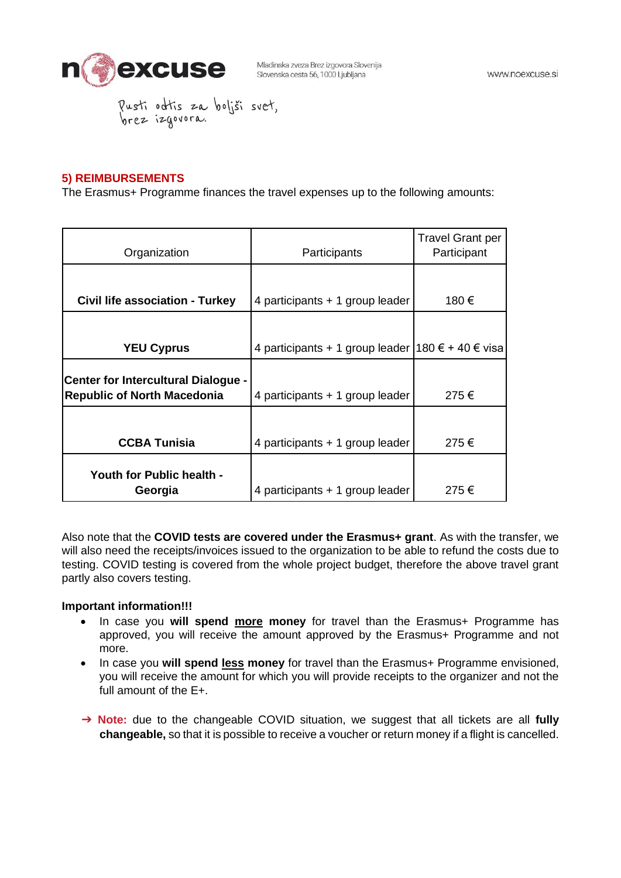## 5) REIMBURSEMENTS

The Erasmus+ Programme finances the travel expenses up to the following amounts:

| Organization | Participants | Travel Grant per Participant |
|---|---|---|
| **Civil life association - Turkey** | 4 participants + 1 group leader | 180 € |
| **YEU Cyprus** | 4 participants + 1 group leader | 180 € + 40 € visa |
| **Center for Intercultural Dialogue - Republic of North Macedonia** | 4 participants + 1 group leader | 275 € |
| **CCBA Tunisia** | 4 participants + 1 group leader | 275 € |
| **Youth for Public health - Georgia** | 4 participants + 1 group leader | 275 € |

Also note that the **COVID tests are covered under the Erasmus+ grant**. As with the transfer, we will also need the receipts/invoices issued to the organization to be able to refund the costs due to testing. COVID testing is covered from the whole project budget, therefore the above travel grant partly also covers testing.

**Important information!!!**

- In case you **will spend <u>more</u> money** for travel than the Erasmus+ Programme has approved, you will receive the amount approved by the Erasmus+ Programme and not more.
- In case you **will spend <u>less</u> money** for travel than the Erasmus+ Programme envisioned, you will receive the amount for which you will provide receipts to the organizer and not the full amount of the E+.

➔ **Note:** due to the changeable COVID situation, we suggest that all tickets are all **fully changeable,** so that it is possible to receive a voucher or return money if a flight is cancelled.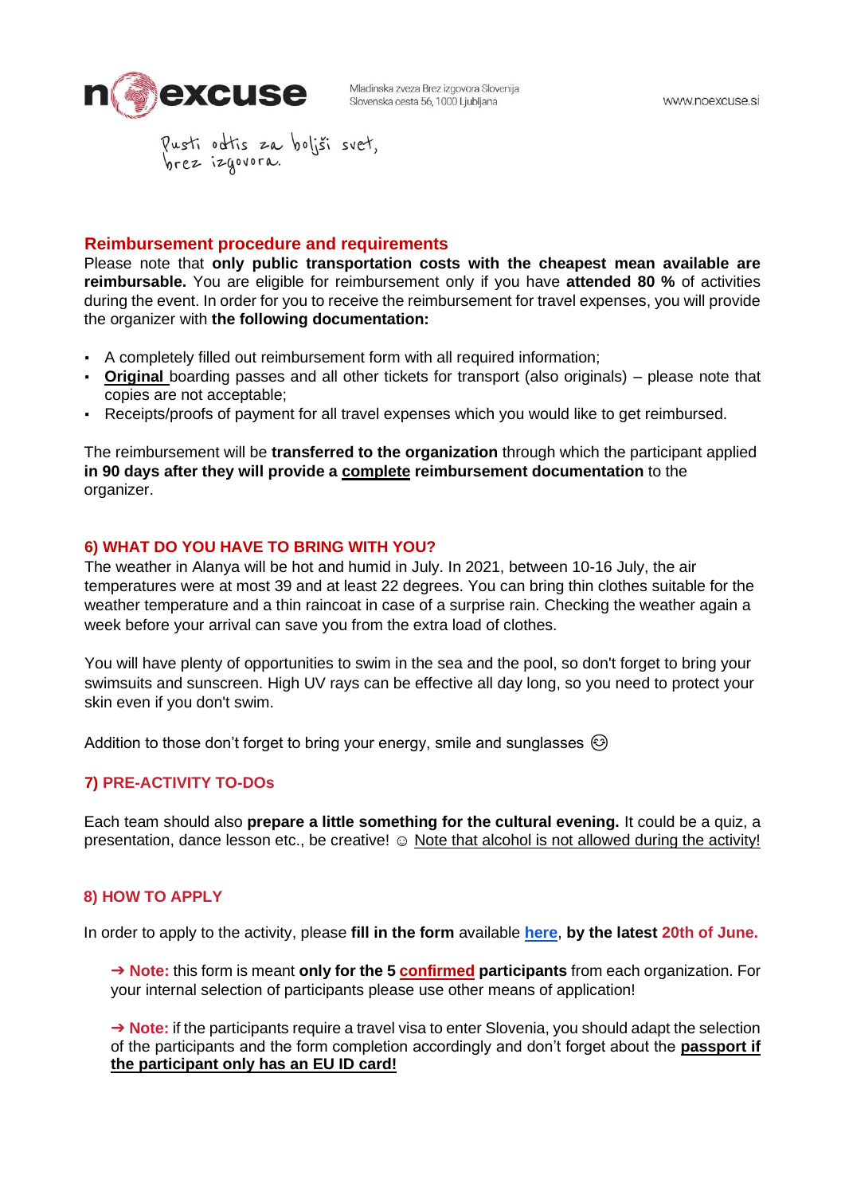## Reimbursement procedure and requirements

Please note that **only public transportation costs with the cheapest mean available are reimbursable.** You are eligible for reimbursement only if you have **attended 80 %** of activities during the event. In order for you to receive the reimbursement for travel expenses, you will provide the organizer with **the following documentation:**

- A completely filled out reimbursement form with all required information;
- **Original** boarding passes and all other tickets for transport (also originals) – please note that copies are not acceptable;
- Receipts/proofs of payment for all travel expenses which you would like to get reimbursed.

The reimbursement will be **transferred to the organization** through which the participant applied **in 90 days after they will provide a complete reimbursement documentation** to the organizer.

## 6) WHAT DO YOU HAVE TO BRING WITH YOU?

The weather in Alanya will be hot and humid in July. In 2021, between 10-16 July, the air temperatures were at most 39 and at least 22 degrees. You can bring thin clothes suitable for the weather temperature and a thin raincoat in case of a surprise rain. Checking the weather again a week before your arrival can save you from the extra load of clothes.

You will have plenty of opportunities to swim in the sea and the pool, so don't forget to bring your swimsuits and sunscreen. High UV rays can be effective all day long, so you need to protect your skin even if you don't swim.

Addition to those don't forget to bring your energy, smile and sunglasses 😎

## 7) PRE-ACTIVITY TO-DOs

Each team should also **prepare a little something for the cultural evening.** It could be a quiz, a presentation, dance lesson etc., be creative! ☺ Note that alcohol is not allowed during the activity!

## 8) HOW TO APPLY

In order to apply to the activity, please **fill in the form** available **here**, **by the latest 20th of June.**

> ➔ **Note:** this form is meant **only for the 5 confirmed participants** from each organization. For your internal selection of participants please use other means of application!

> ➔ **Note:** if the participants require a travel visa to enter Slovenia, you should adapt the selection of the participants and the form completion accordingly and don't forget about the **passport if the participant only has an EU ID card!**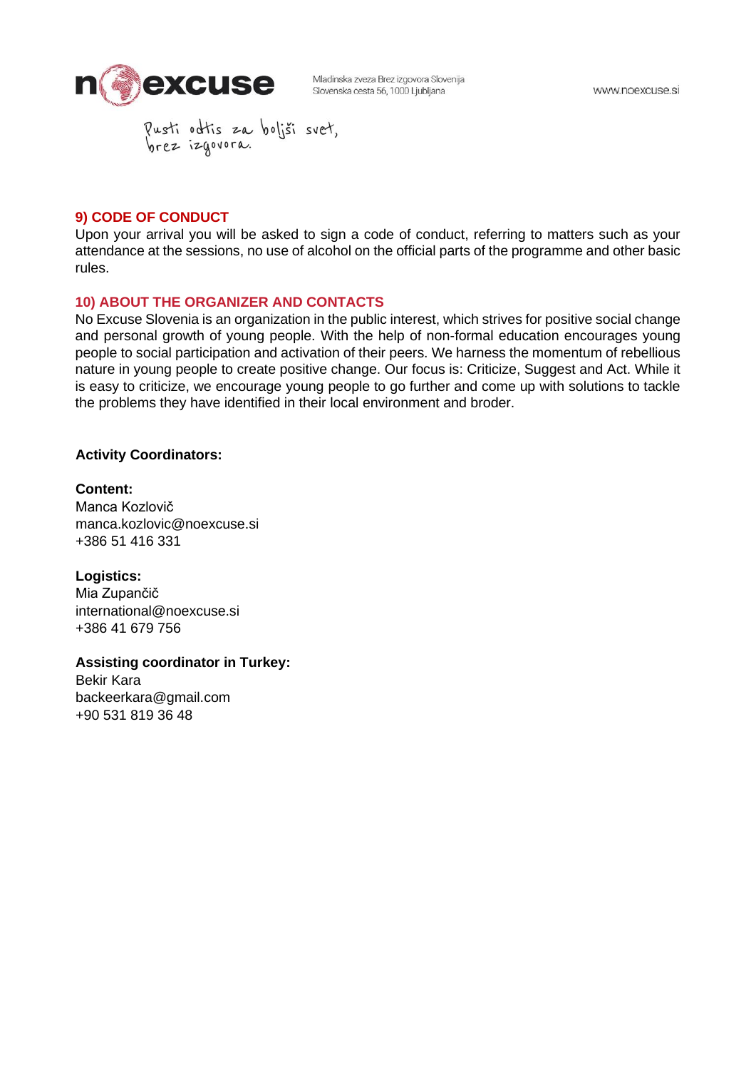## 9) CODE OF CONDUCT

Upon your arrival you will be asked to sign a code of conduct, referring to matters such as your attendance at the sessions, no use of alcohol on the official parts of the programme and other basic rules.

## 10) ABOUT THE ORGANIZER AND CONTACTS

No Excuse Slovenia is an organization in the public interest, which strives for positive social change and personal growth of young people. With the help of non-formal education encourages young people to social participation and activation of their peers. We harness the momentum of rebellious nature in young people to create positive change. Our focus is: Criticize, Suggest and Act. While it is easy to criticize, we encourage young people to go further and come up with solutions to tackle the problems they have identified in their local environment and broder.

**Activity Coordinators:**

**Content:**
Manca Kozlovič
manca.kozlovic@noexcuse.si
+386 51 416 331

**Logistics:**
Mia Zupančič
international@noexcuse.si
+386 41 679 756

**Assisting coordinator in Turkey:**
Bekir Kara
backeerkara@gmail.com
+90 531 819 36 48